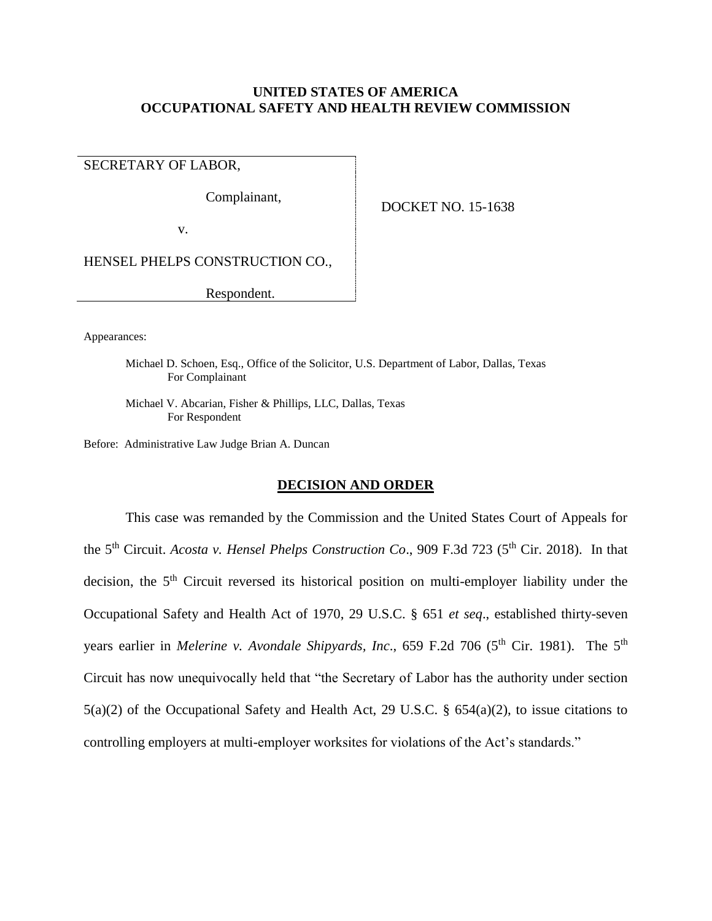**UNITED STATES OF AMERICA**
**OCCUPATIONAL SAFETY AND HEALTH REVIEW COMMISSION**

| | |
|---|---|
| SECRETARY OF LABOR,<br><br>Complainant,<br><br>v.<br><br>HENSEL PHELPS CONSTRUCTION CO.,<br><br>Respondent. | DOCKET NO. 15-1638 |

Appearances:

Michael D. Schoen, Esq., Office of the Solicitor, U.S. Department of Labor, Dallas, Texas
For Complainant

Michael V. Abcarian, Fisher & Phillips, LLC, Dallas, Texas
For Respondent

Before: Administrative Law Judge Brian A. Duncan

## DECISION AND ORDER

This case was remanded by the Commission and the United States Court of Appeals for the 5th Circuit. *Acosta v. Hensel Phelps Construction Co*., 909 F.3d 723 (5th Cir. 2018). In that decision, the 5th Circuit reversed its historical position on multi-employer liability under the Occupational Safety and Health Act of 1970, 29 U.S.C. § 651 *et seq*., established thirty-seven years earlier in *Melerine v. Avondale Shipyards, Inc*., 659 F.2d 706 (5th Cir. 1981). The 5th Circuit has now unequivocally held that "the Secretary of Labor has the authority under section 5(a)(2) of the Occupational Safety and Health Act, 29 U.S.C. § 654(a)(2), to issue citations to controlling employers at multi-employer worksites for violations of the Act's standards."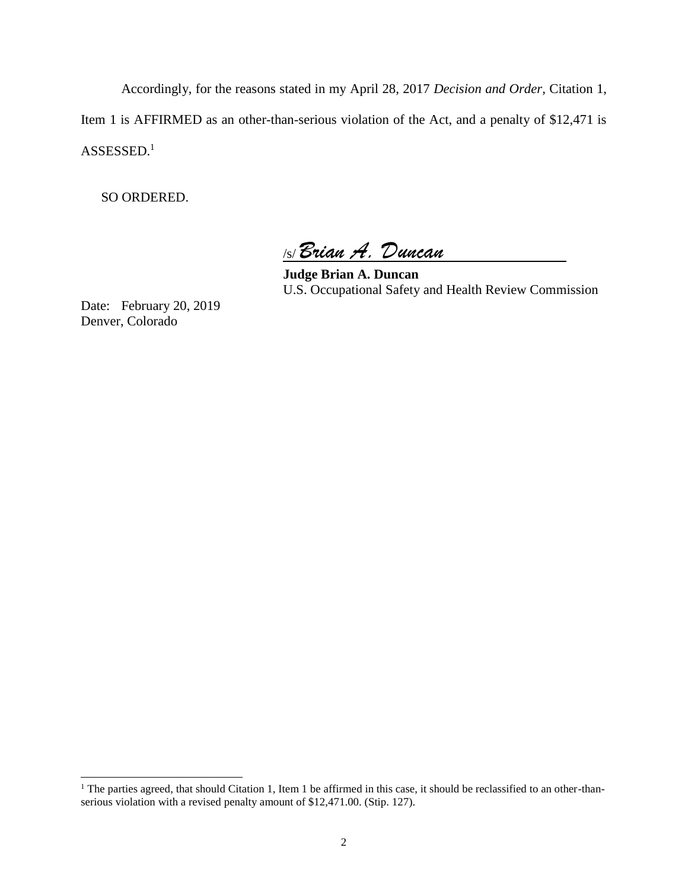Accordingly, for the reasons stated in my April 28, 2017 *Decision and Order*, Citation 1, Item 1 is AFFIRMED as an other-than-serious violation of the Act, and a penalty of $12,471 is ASSESSED.[1]

SO ORDERED.

/s/ *Brian A. Duncan*

**Judge Brian A. Duncan**
U.S. Occupational Safety and Health Review Commission

Date: February 20, 2019
Denver, Colorado

[1] The parties agreed, that should Citation 1, Item 1 be affirmed in this case, it should be reclassified to an other-than-serious violation with a revised penalty amount of $12,471.00. (Stip. 127).